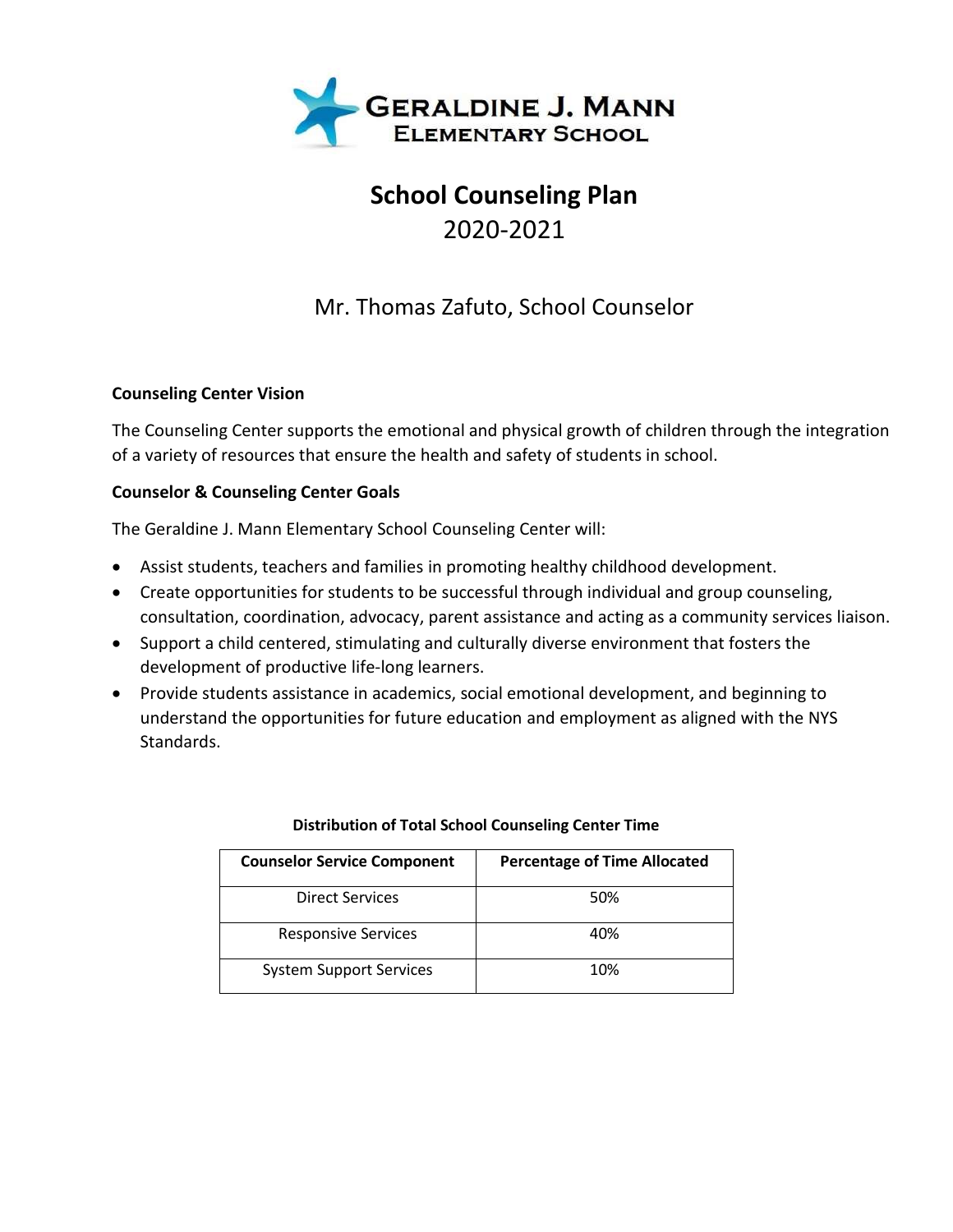# Geraldine J. Mann Elementary School

# School Counseling Plan
## 2020-2021

Mr. Thomas Zafuto, School Counselor

**Counseling Center Vision**

The Counseling Center supports the emotional and physical growth of children through the integration of a variety of resources that ensure the health and safety of students in school.

**Counselor & Counseling Center Goals**

The Geraldine J. Mann Elementary School Counseling Center will:

- Assist students, teachers and families in promoting healthy childhood development.
- Create opportunities for students to be successful through individual and group counseling, consultation, coordination, advocacy, parent assistance and acting as a community services liaison.
- Support a child centered, stimulating and culturally diverse environment that fosters the development of productive life-long learners.
- Provide students assistance in academics, social emotional development, and beginning to understand the opportunities for future education and employment as aligned with the NYS Standards.

**Distribution of Total School Counseling Center Time**

| Counselor Service Component | Percentage of Time Allocated |
|---|---|
| Direct Services | 50% |
| Responsive Services | 40% |
| System Support Services | 10% |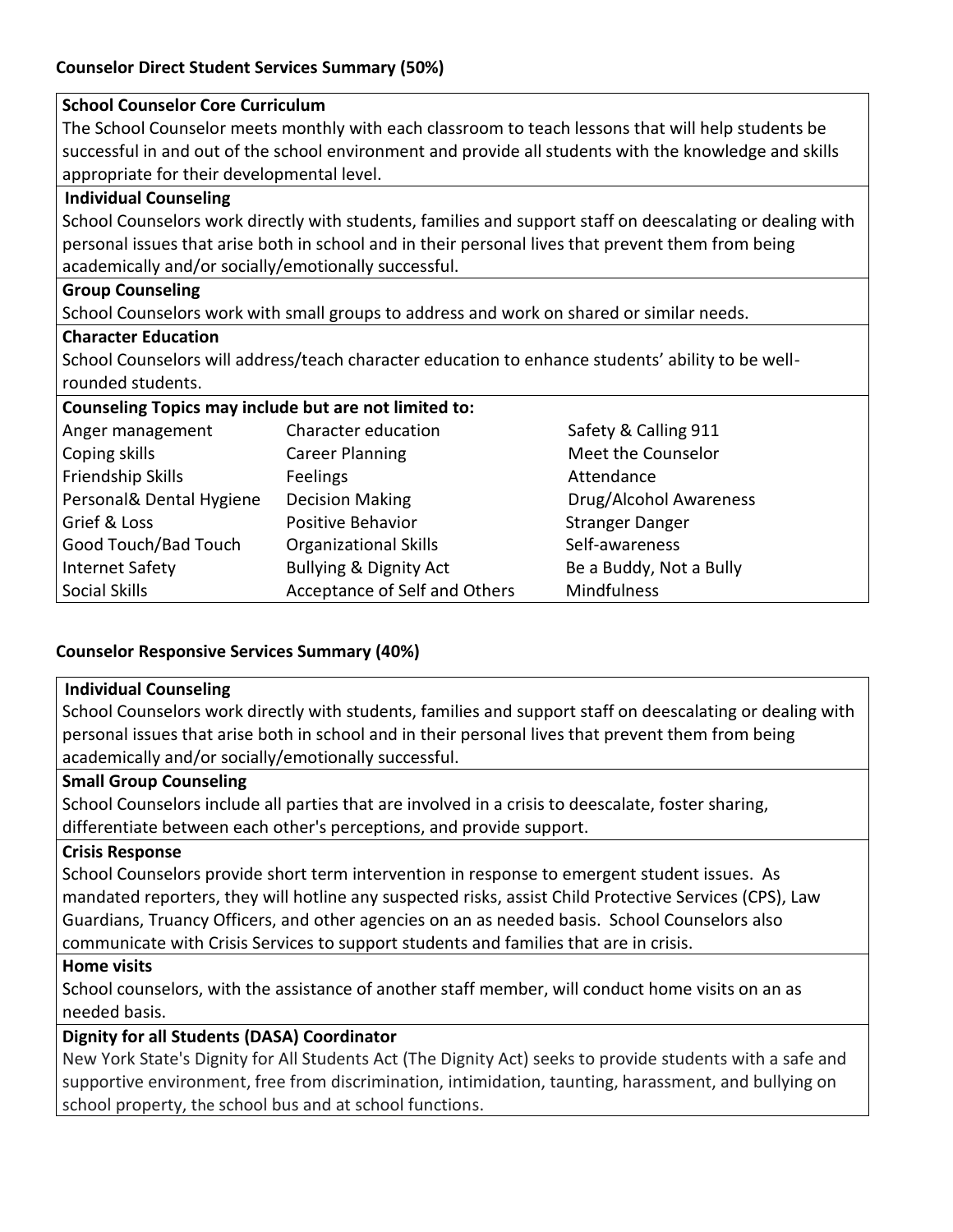## Counselor Direct Student Services Summary (50%)

**School Counselor Core Curriculum**

The School Counselor meets monthly with each classroom to teach lessons that will help students be successful in and out of the school environment and provide all students with the knowledge and skills appropriate for their developmental level.

**Individual Counseling**

School Counselors work directly with students, families and support staff on deescalating or dealing with personal issues that arise both in school and in their personal lives that prevent them from being academically and/or socially/emotionally successful.

**Group Counseling**

School Counselors work with small groups to address and work on shared or similar needs.

**Character Education**

School Counselors will address/teach character education to enhance students' ability to be well-rounded students.

**Counseling Topics may include but are not limited to:**

| | | |
|---|---|---|
| Anger management | Character education | Safety & Calling 911 |
| Coping skills | Career Planning | Meet the Counselor |
| Friendship Skills | Feelings | Attendance |
| Personal& Dental Hygiene | Decision Making | Drug/Alcohol Awareness |
| Grief & Loss | Positive Behavior | Stranger Danger |
| Good Touch/Bad Touch | Organizational Skills | Self-awareness |
| Internet Safety | Bullying & Dignity Act | Be a Buddy, Not a Bully |
| Social Skills | Acceptance of Self and Others | Mindfulness |

## Counselor Responsive Services Summary (40%)

**Individual Counseling**

School Counselors work directly with students, families and support staff on deescalating or dealing with personal issues that arise both in school and in their personal lives that prevent them from being academically and/or socially/emotionally successful.

**Small Group Counseling**

School Counselors include all parties that are involved in a crisis to deescalate, foster sharing, differentiate between each other's perceptions, and provide support.

**Crisis Response**

School Counselors provide short term intervention in response to emergent student issues. As mandated reporters, they will hotline any suspected risks, assist Child Protective Services (CPS), Law Guardians, Truancy Officers, and other agencies on an as needed basis. School Counselors also communicate with Crisis Services to support students and families that are in crisis.

**Home visits**

School counselors, with the assistance of another staff member, will conduct home visits on an as needed basis.

**Dignity for all Students (DASA) Coordinator**

New York State's Dignity for All Students Act (The Dignity Act) seeks to provide students with a safe and supportive environment, free from discrimination, intimidation, taunting, harassment, and bullying on school property, the school bus and at school functions.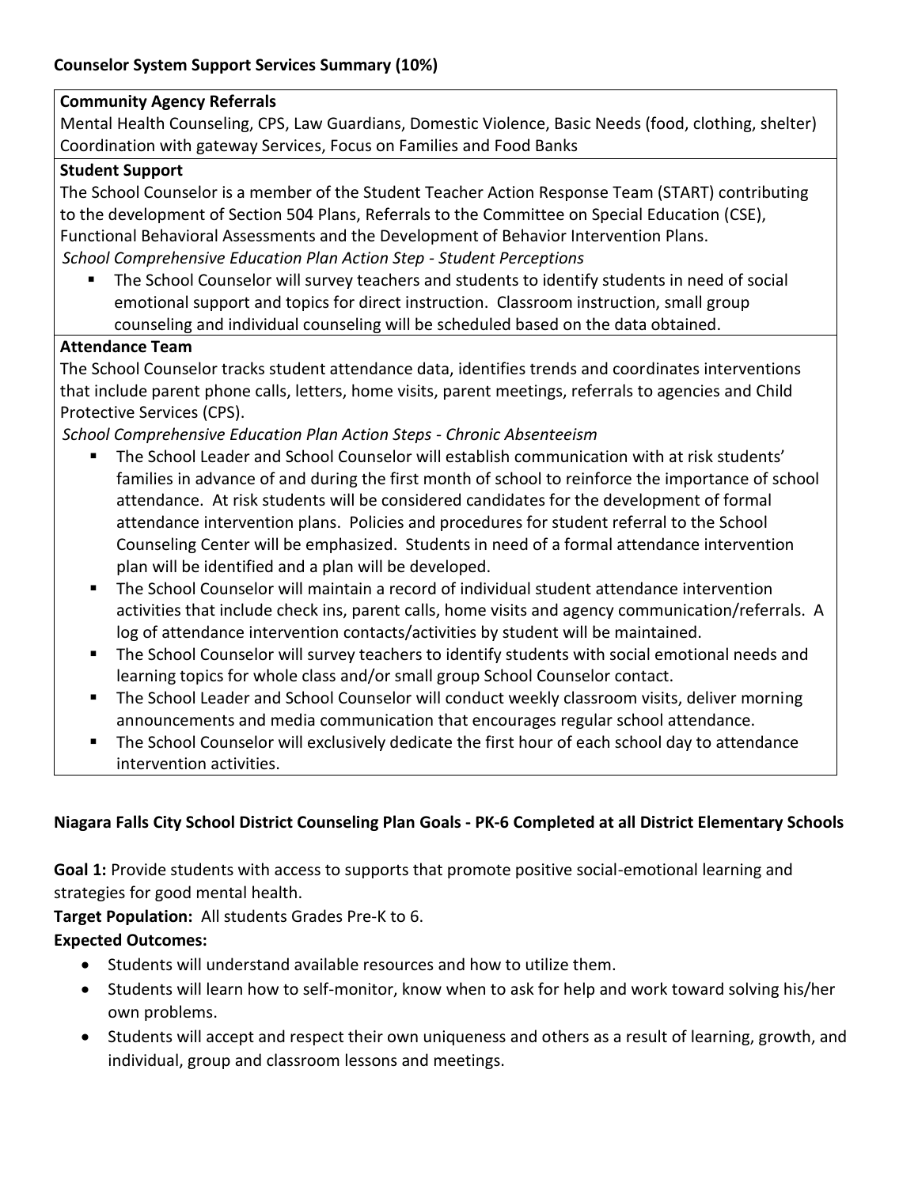**Counselor System Support Services Summary (10%)**

**Community Agency Referrals**

Mental Health Counseling, CPS, Law Guardians, Domestic Violence, Basic Needs (food, clothing, shelter) Coordination with gateway Services, Focus on Families and Food Banks

**Student Support**

The School Counselor is a member of the Student Teacher Action Response Team (START) contributing to the development of Section 504 Plans, Referrals to the Committee on Special Education (CSE), Functional Behavioral Assessments and the Development of Behavior Intervention Plans.

*School Comprehensive Education Plan Action Step - Student Perceptions*

- The School Counselor will survey teachers and students to identify students in need of social emotional support and topics for direct instruction. Classroom instruction, small group counseling and individual counseling will be scheduled based on the data obtained.

**Attendance Team**

The School Counselor tracks student attendance data, identifies trends and coordinates interventions that include parent phone calls, letters, home visits, parent meetings, referrals to agencies and Child Protective Services (CPS).

*School Comprehensive Education Plan Action Steps - Chronic Absenteeism*

- The School Leader and School Counselor will establish communication with at risk students' families in advance of and during the first month of school to reinforce the importance of school attendance. At risk students will be considered candidates for the development of formal attendance intervention plans. Policies and procedures for student referral to the School Counseling Center will be emphasized. Students in need of a formal attendance intervention plan will be identified and a plan will be developed.
- The School Counselor will maintain a record of individual student attendance intervention activities that include check ins, parent calls, home visits and agency communication/referrals. A log of attendance intervention contacts/activities by student will be maintained.
- The School Counselor will survey teachers to identify students with social emotional needs and learning topics for whole class and/or small group School Counselor contact.
- The School Leader and School Counselor will conduct weekly classroom visits, deliver morning announcements and media communication that encourages regular school attendance.
- The School Counselor will exclusively dedicate the first hour of each school day to attendance intervention activities.

**Niagara Falls City School District Counseling Plan Goals - PK-6 Completed at all District Elementary Schools**

**Goal 1:** Provide students with access to supports that promote positive social-emotional learning and strategies for good mental health.

**Target Population:** All students Grades Pre-K to 6.

**Expected Outcomes:**

- Students will understand available resources and how to utilize them.
- Students will learn how to self-monitor, know when to ask for help and work toward solving his/her own problems.
- Students will accept and respect their own uniqueness and others as a result of learning, growth, and individual, group and classroom lessons and meetings.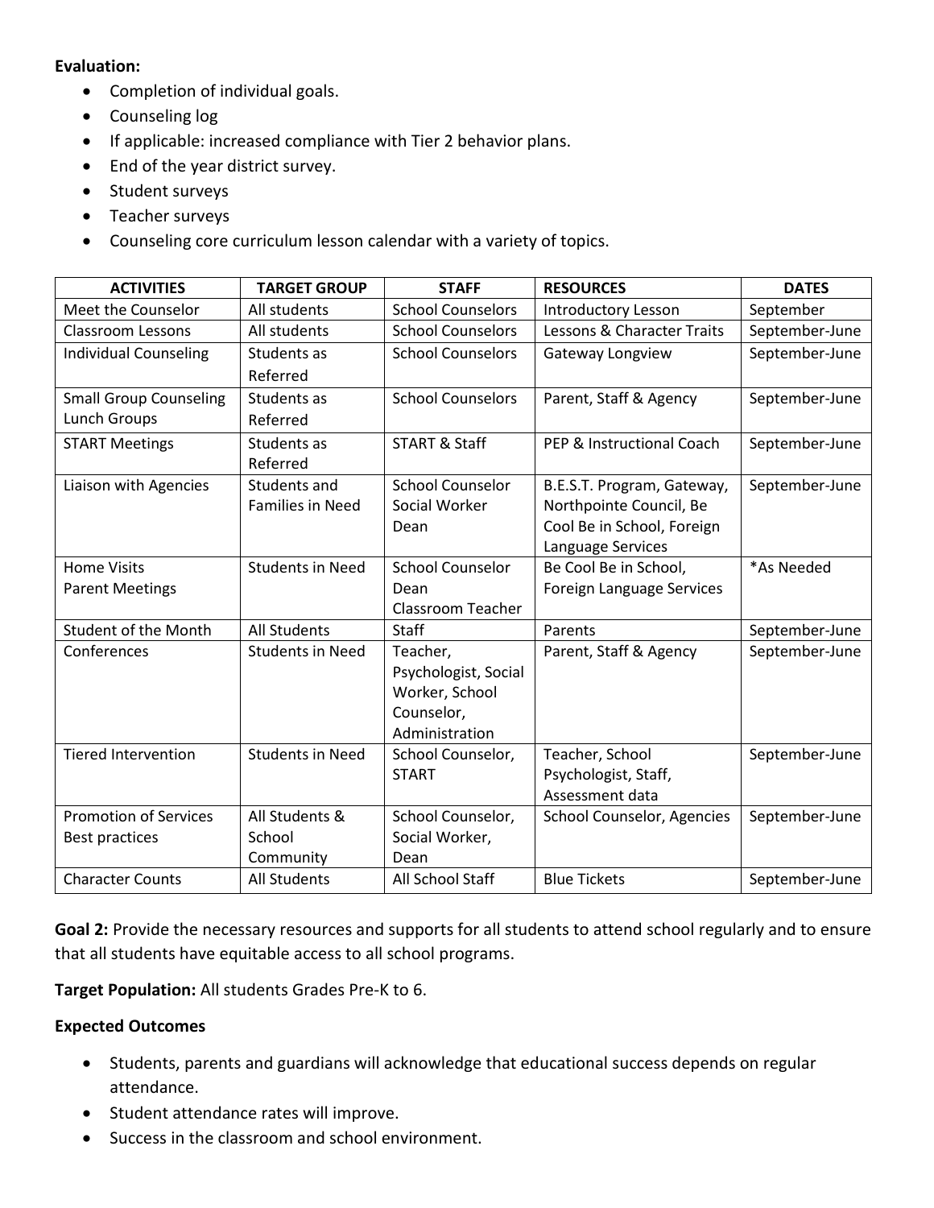**Evaluation:**

- Completion of individual goals.
- Counseling log
- If applicable: increased compliance with Tier 2 behavior plans.
- End of the year district survey.
- Student surveys
- Teacher surveys
- Counseling core curriculum lesson calendar with a variety of topics.

| ACTIVITIES | TARGET GROUP | STAFF | RESOURCES | DATES |
|---|---|---|---|---|
| Meet the Counselor | All students | School Counselors | Introductory Lesson | September |
| Classroom Lessons | All students | School Counselors | Lessons & Character Traits | September-June |
| Individual Counseling | Students as Referred | School Counselors | Gateway Longview | September-June |
| Small Group Counseling Lunch Groups | Students as Referred | School Counselors | Parent, Staff & Agency | September-June |
| START Meetings | Students as Referred | START & Staff | PEP & Instructional Coach | September-June |
| Liaison with Agencies | Students and Families in Need | School Counselor Social Worker Dean | B.E.S.T. Program, Gateway, Northpointe Council, Be Cool Be in School, Foreign Language Services | September-June |
| Home Visits Parent Meetings | Students in Need | School Counselor Dean Classroom Teacher | Be Cool Be in School, Foreign Language Services | *As Needed |
| Student of the Month | All Students | Staff | Parents | September-June |
| Conferences | Students in Need | Teacher, Psychologist, Social Worker, School Counselor, Administration | Parent, Staff & Agency | September-June |
| Tiered Intervention | Students in Need | School Counselor, START | Teacher, School Psychologist, Staff, Assessment data | September-June |
| Promotion of Services Best practices | All Students & School Community | School Counselor, Social Worker, Dean | School Counselor, Agencies | September-June |
| Character Counts | All Students | All School Staff | Blue Tickets | September-June |

**Goal 2:** Provide the necessary resources and supports for all students to attend school regularly and to ensure that all students have equitable access to all school programs.

**Target Population:** All students Grades Pre-K to 6.

**Expected Outcomes**

- Students, parents and guardians will acknowledge that educational success depends on regular attendance.
- Student attendance rates will improve.
- Success in the classroom and school environment.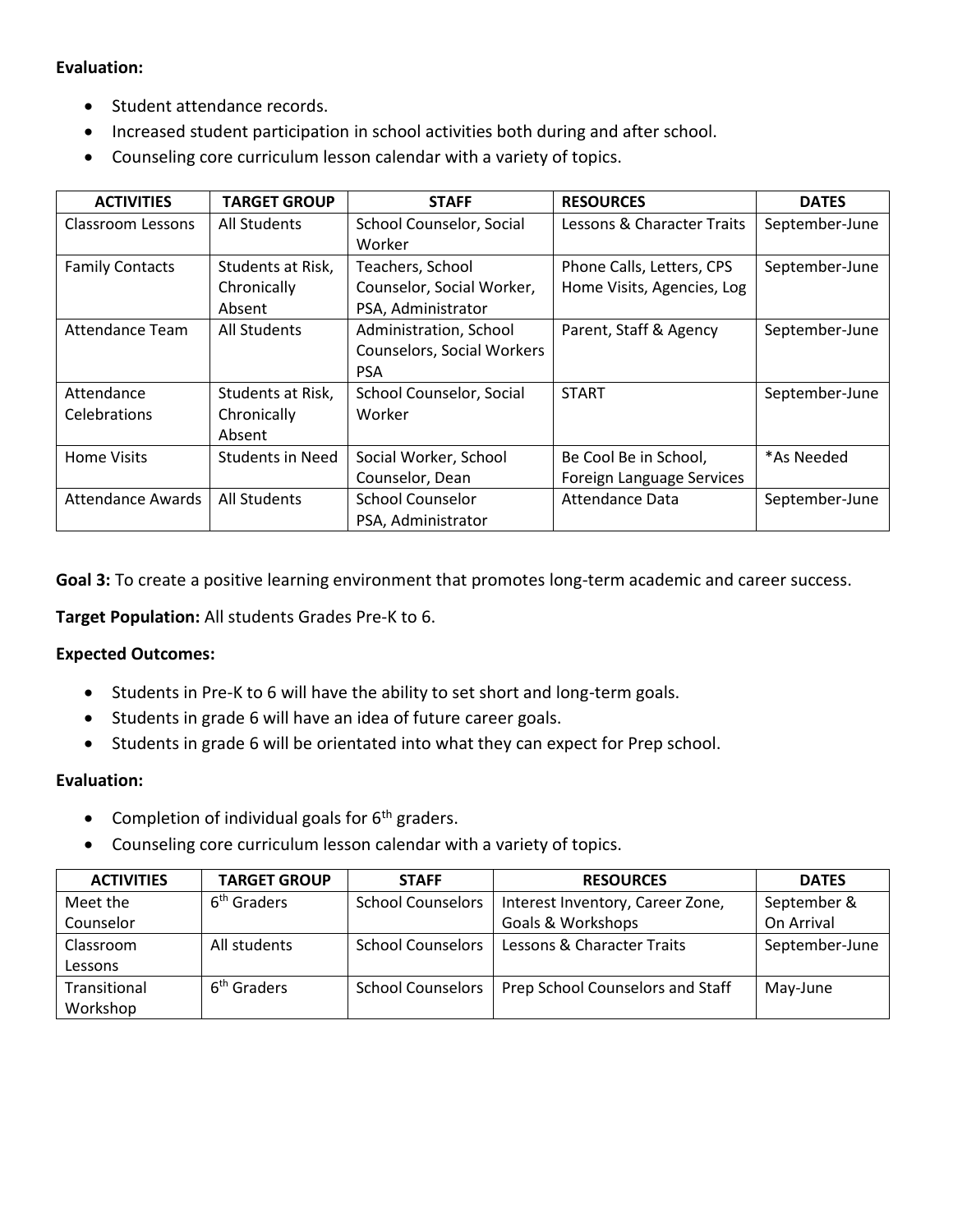**Evaluation:**

- Student attendance records.
- Increased student participation in school activities both during and after school.
- Counseling core curriculum lesson calendar with a variety of topics.

| ACTIVITIES | TARGET GROUP | STAFF | RESOURCES | DATES |
|---|---|---|---|---|
| Classroom Lessons | All Students | School Counselor, Social Worker | Lessons & Character Traits | September-June |
| Family Contacts | Students at Risk, Chronically Absent | Teachers, School Counselor, Social Worker, PSA, Administrator | Phone Calls, Letters, CPS Home Visits, Agencies, Log | September-June |
| Attendance Team | All Students | Administration, School Counselors, Social Workers PSA | Parent, Staff & Agency | September-June |
| Attendance Celebrations | Students at Risk, Chronically Absent | School Counselor, Social Worker | START | September-June |
| Home Visits | Students in Need | Social Worker, School Counselor, Dean | Be Cool Be in School, Foreign Language Services | *As Needed |
| Attendance Awards | All Students | School Counselor PSA, Administrator | Attendance Data | September-June |

**Goal 3:** To create a positive learning environment that promotes long-term academic and career success.

**Target Population:** All students Grades Pre-K to 6.

**Expected Outcomes:**

- Students in Pre-K to 6 will have the ability to set short and long-term goals.
- Students in grade 6 will have an idea of future career goals.
- Students in grade 6 will be orientated into what they can expect for Prep school.

**Evaluation:**

- Completion of individual goals for 6th graders.
- Counseling core curriculum lesson calendar with a variety of topics.

| ACTIVITIES | TARGET GROUP | STAFF | RESOURCES | DATES |
|---|---|---|---|---|
| Meet the Counselor | 6th Graders | School Counselors | Interest Inventory, Career Zone, Goals & Workshops | September & On Arrival |
| Classroom Lessons | All students | School Counselors | Lessons & Character Traits | September-June |
| Transitional Workshop | 6th Graders | School Counselors | Prep School Counselors and Staff | May-June |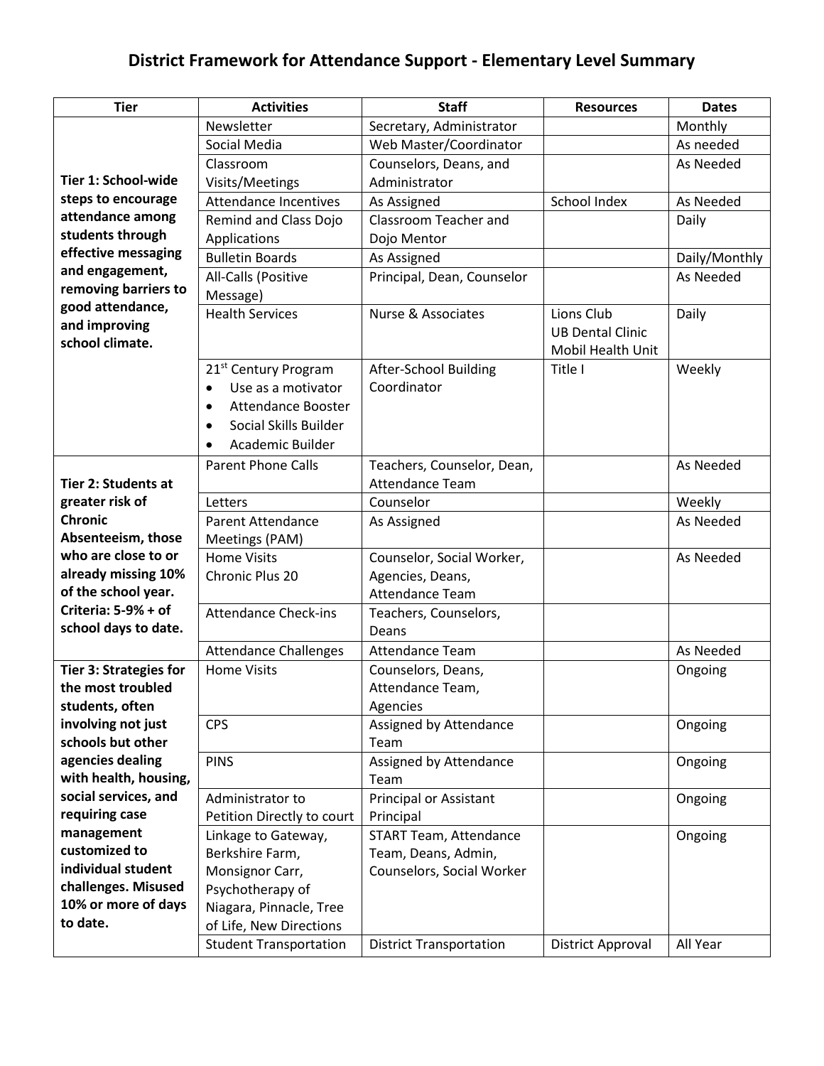# District Framework for Attendance Support - Elementary Level Summary

| Tier | Activities | Staff | Resources | Dates |
|---|---|---|---|---|
| **Tier 1: School-wide steps to encourage attendance among students through effective messaging and engagement, removing barriers to good attendance, and improving school climate.** | Newsletter | Secretary, Administrator | | Monthly |
| | Social Media | Web Master/Coordinator | | As needed |
| | Classroom Visits/Meetings | Counselors, Deans, and Administrator | | As Needed |
| | Attendance Incentives | As Assigned | School Index | As Needed |
| | Remind and Class Dojo Applications | Classroom Teacher and Dojo Mentor | | Daily |
| | Bulletin Boards | As Assigned | | Daily/Monthly |
| | All-Calls (Positive Message) | Principal, Dean, Counselor | | As Needed |
| | Health Services | Nurse & Associates | Lions Club<br>UB Dental Clinic<br>Mobil Health Unit | Daily |
| | 21st Century Program<br>• Use as a motivator<br>• Attendance Booster<br>• Social Skills Builder<br>• Academic Builder | After-School Building Coordinator | Title I | Weekly |
| **Tier 2: Students at greater risk of Chronic Absenteeism, those who are close to or already missing 10% of the school year. Criteria: 5-9% + of school days to date.** | Parent Phone Calls | Teachers, Counselor, Dean, Attendance Team | | As Needed |
| | Letters | Counselor | | Weekly |
| | Parent Attendance Meetings (PAM) | As Assigned | | As Needed |
| | Home Visits<br>Chronic Plus 20 | Counselor, Social Worker, Agencies, Deans, Attendance Team | | As Needed |
| | Attendance Check-ins | Teachers, Counselors, Deans | | |
| | Attendance Challenges | Attendance Team | | As Needed |
| **Tier 3: Strategies for the most troubled students, often involving not just schools but other agencies dealing with health, housing, social services, and requiring case management customized to individual student challenges. Misused 10% or more of days to date.** | Home Visits | Counselors, Deans, Attendance Team, Agencies | | Ongoing |
| | CPS | Assigned by Attendance Team | | Ongoing |
| | PINS | Assigned by Attendance Team | | Ongoing |
| | Administrator to Petition Directly to court | Principal or Assistant Principal | | Ongoing |
| | Linkage to Gateway, Berkshire Farm, Monsignor Carr, Psychotherapy of Niagara, Pinnacle, Tree of Life, New Directions | START Team, Attendance Team, Deans, Admin, Counselors, Social Worker | | Ongoing |
| | Student Transportation | District Transportation | District Approval | All Year |